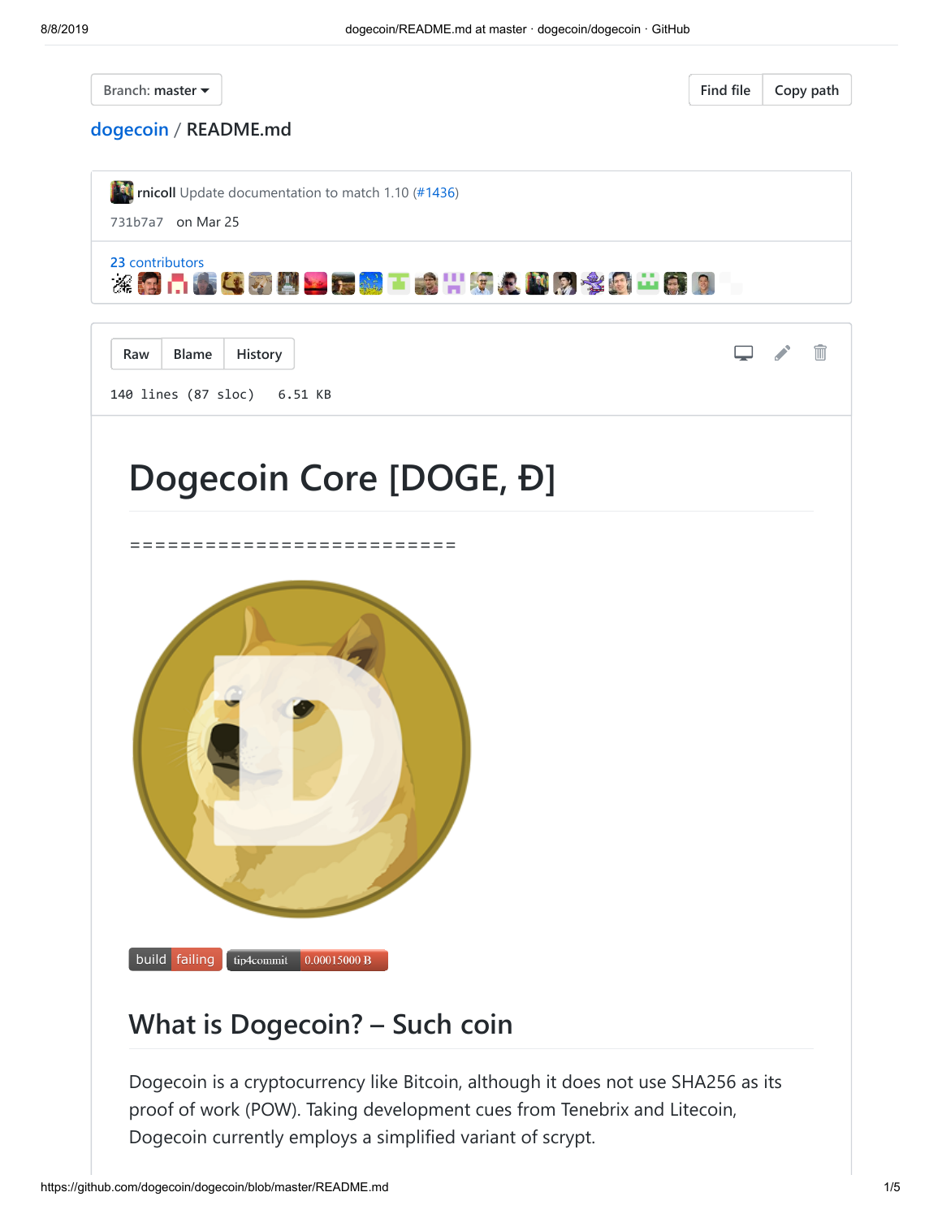Branch: master

Find file | Copy path

dogecoin / README.md

rnicoll Update documentation to match 1.10 (#1436)

731b7a7 on Mar 25

23 contributors

Raw | Blame | History

140 lines (87 sloc) 6.51 KB

# Dogecoin Core [DOGE, Ð]

==========================

build failing | tip4commit 0.00015000 B

## What is Dogecoin? – Such coin

Dogecoin is a cryptocurrency like Bitcoin, although it does not use SHA256 as its proof of work (POW). Taking development cues from Tenebrix and Litecoin, Dogecoin currently employs a simplified variant of scrypt.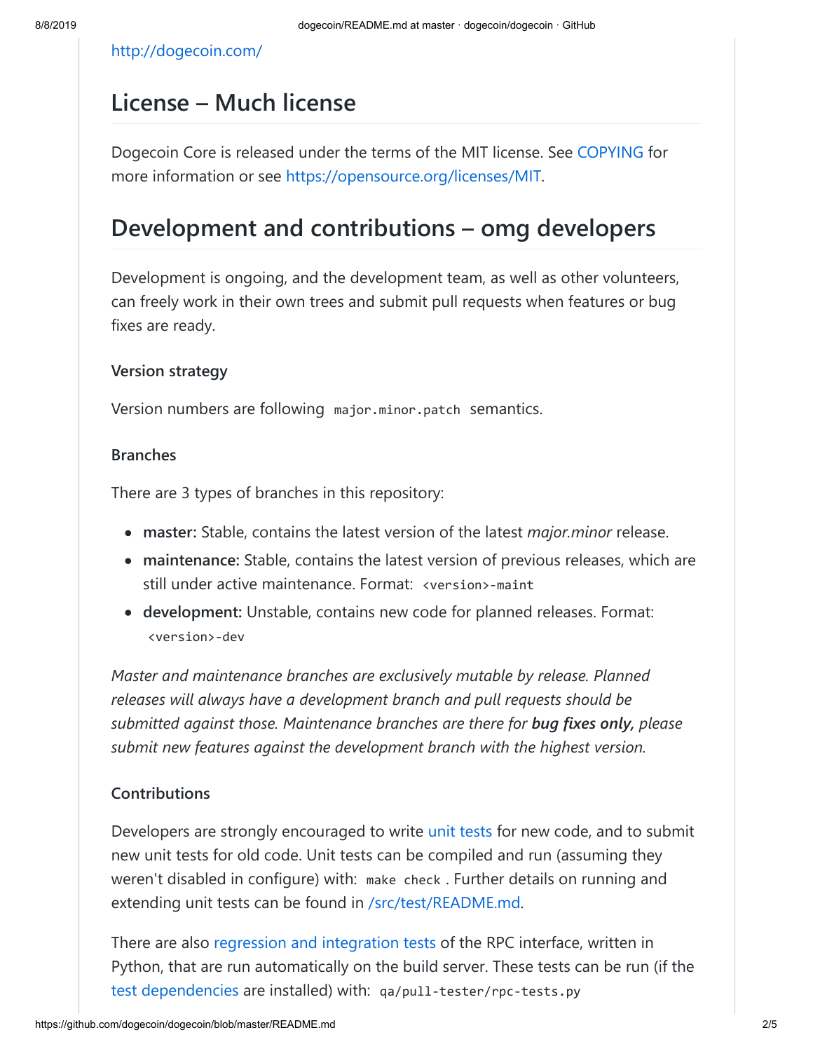[http://dogecoin.com/](http://dogecoin.com/)

## License – Much license

Dogecoin Core is released under the terms of the MIT license. See [COPYING](COPYING) for more information or see [https://opensource.org/licenses/MIT](https://opensource.org/licenses/MIT).

## Development and contributions – omg developers

Development is ongoing, and the development team, as well as other volunteers, can freely work in their own trees and submit pull requests when features or bug fixes are ready.

#### Version strategy

Version numbers are following `major.minor.patch` semantics.

#### Branches

There are 3 types of branches in this repository:

- **master:** Stable, contains the latest version of the latest *major.minor* release.
- **maintenance:** Stable, contains the latest version of previous releases, which are still under active maintenance. Format: `<version>-maint`
- **development:** Unstable, contains new code for planned releases. Format: `<version>-dev`

*Master and maintenance branches are exclusively mutable by release. Planned releases will always have a development branch and pull requests should be submitted against those. Maintenance branches are there for **bug fixes only,** please submit new features against the development branch with the highest version.*

#### Contributions

Developers are strongly encouraged to write [unit tests](src/test/README.md) for new code, and to submit new unit tests for old code. Unit tests can be compiled and run (assuming they weren't disabled in configure) with: `make check`. Further details on running and extending unit tests can be found in [/src/test/README.md](/src/test/README.md).

There are also [regression and integration tests](/qa) of the RPC interface, written in Python, that are run automatically on the build server. These tests can be run (if the [test dependencies](/qa) are installed) with: `qa/pull-tester/rpc-tests.py`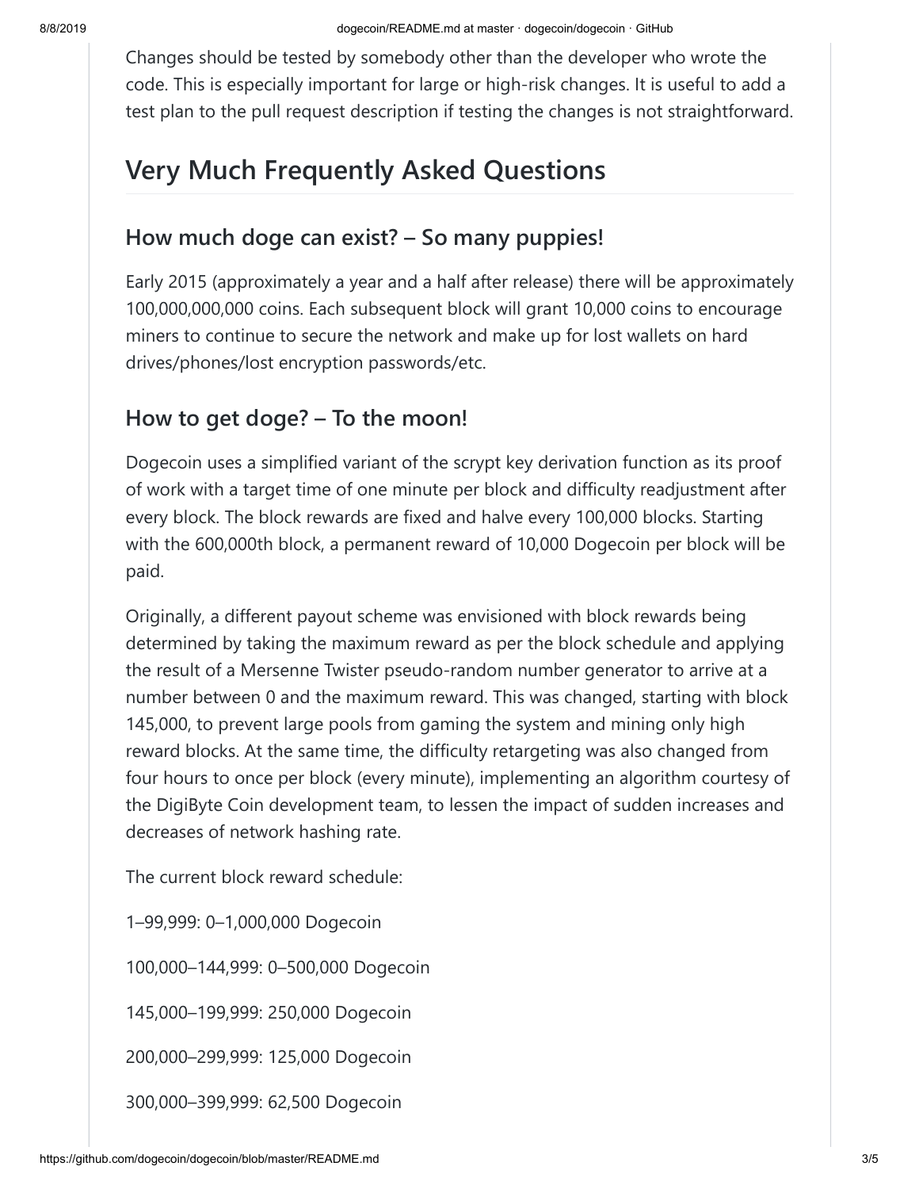Changes should be tested by somebody other than the developer who wrote the code. This is especially important for large or high-risk changes. It is useful to add a test plan to the pull request description if testing the changes is not straightforward.

## Very Much Frequently Asked Questions

### How much doge can exist? – So many puppies!

Early 2015 (approximately a year and a half after release) there will be approximately 100,000,000,000 coins. Each subsequent block will grant 10,000 coins to encourage miners to continue to secure the network and make up for lost wallets on hard drives/phones/lost encryption passwords/etc.

### How to get doge? – To the moon!

Dogecoin uses a simplified variant of the scrypt key derivation function as its proof of work with a target time of one minute per block and difficulty readjustment after every block. The block rewards are fixed and halve every 100,000 blocks. Starting with the 600,000th block, a permanent reward of 10,000 Dogecoin per block will be paid.

Originally, a different payout scheme was envisioned with block rewards being determined by taking the maximum reward as per the block schedule and applying the result of a Mersenne Twister pseudo-random number generator to arrive at a number between 0 and the maximum reward. This was changed, starting with block 145,000, to prevent large pools from gaming the system and mining only high reward blocks. At the same time, the difficulty retargeting was also changed from four hours to once per block (every minute), implementing an algorithm courtesy of the DigiByte Coin development team, to lessen the impact of sudden increases and decreases of network hashing rate.

The current block reward schedule:

1–99,999: 0–1,000,000 Dogecoin

100,000–144,999: 0–500,000 Dogecoin

145,000–199,999: 250,000 Dogecoin

200,000–299,999: 125,000 Dogecoin

300,000–399,999: 62,500 Dogecoin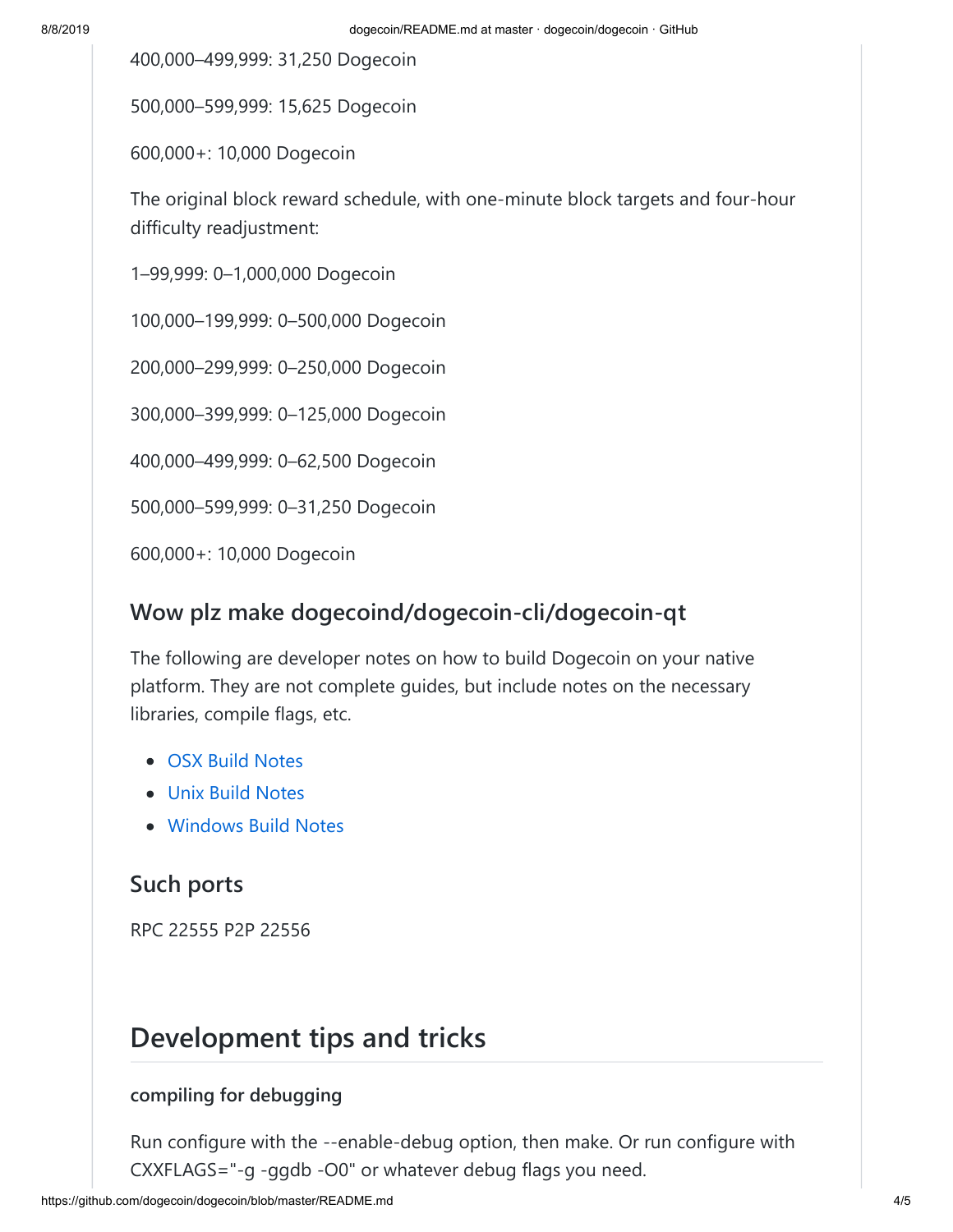400,000–499,999: 31,250 Dogecoin

500,000–599,999: 15,625 Dogecoin

600,000+: 10,000 Dogecoin

The original block reward schedule, with one-minute block targets and four-hour difficulty readjustment:

1–99,999: 0–1,000,000 Dogecoin

100,000–199,999: 0–500,000 Dogecoin

200,000–299,999: 0–250,000 Dogecoin

300,000–399,999: 0–125,000 Dogecoin

400,000–499,999: 0–62,500 Dogecoin

500,000–599,999: 0–31,250 Dogecoin

600,000+: 10,000 Dogecoin

### Wow plz make dogecoind/dogecoin-cli/dogecoin-qt

The following are developer notes on how to build Dogecoin on your native platform. They are not complete guides, but include notes on the necessary libraries, compile flags, etc.

- OSX Build Notes
- Unix Build Notes
- Windows Build Notes

### Such ports

RPC 22555 P2P 22556

## Development tips and tricks

#### compiling for debugging

Run configure with the --enable-debug option, then make. Or run configure with CXXFLAGS="-g -ggdb -O0" or whatever debug flags you need.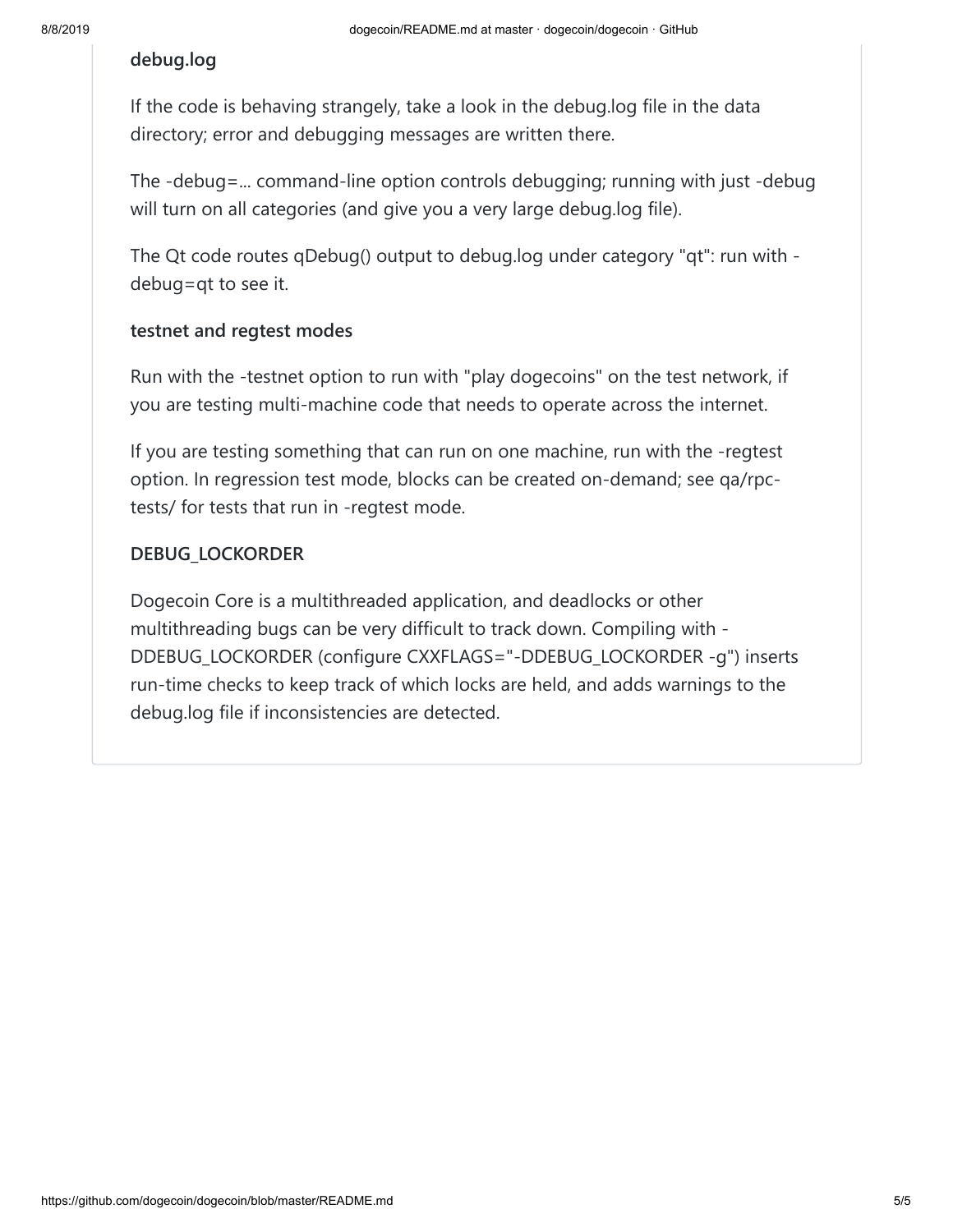#### debug.log

If the code is behaving strangely, take a look in the debug.log file in the data directory; error and debugging messages are written there.

The -debug=... command-line option controls debugging; running with just -debug will turn on all categories (and give you a very large debug.log file).

The Qt code routes qDebug() output to debug.log under category "qt": run with -debug=qt to see it.

#### testnet and regtest modes

Run with the -testnet option to run with "play dogecoins" on the test network, if you are testing multi-machine code that needs to operate across the internet.

If you are testing something that can run on one machine, run with the -regtest option. In regression test mode, blocks can be created on-demand; see qa/rpc-tests/ for tests that run in -regtest mode.

#### DEBUG_LOCKORDER

Dogecoin Core is a multithreaded application, and deadlocks or other multithreading bugs can be very difficult to track down. Compiling with -DDEBUG_LOCKORDER (configure CXXFLAGS="-DDEBUG_LOCKORDER -g") inserts run-time checks to keep track of which locks are held, and adds warnings to the debug.log file if inconsistencies are detected.